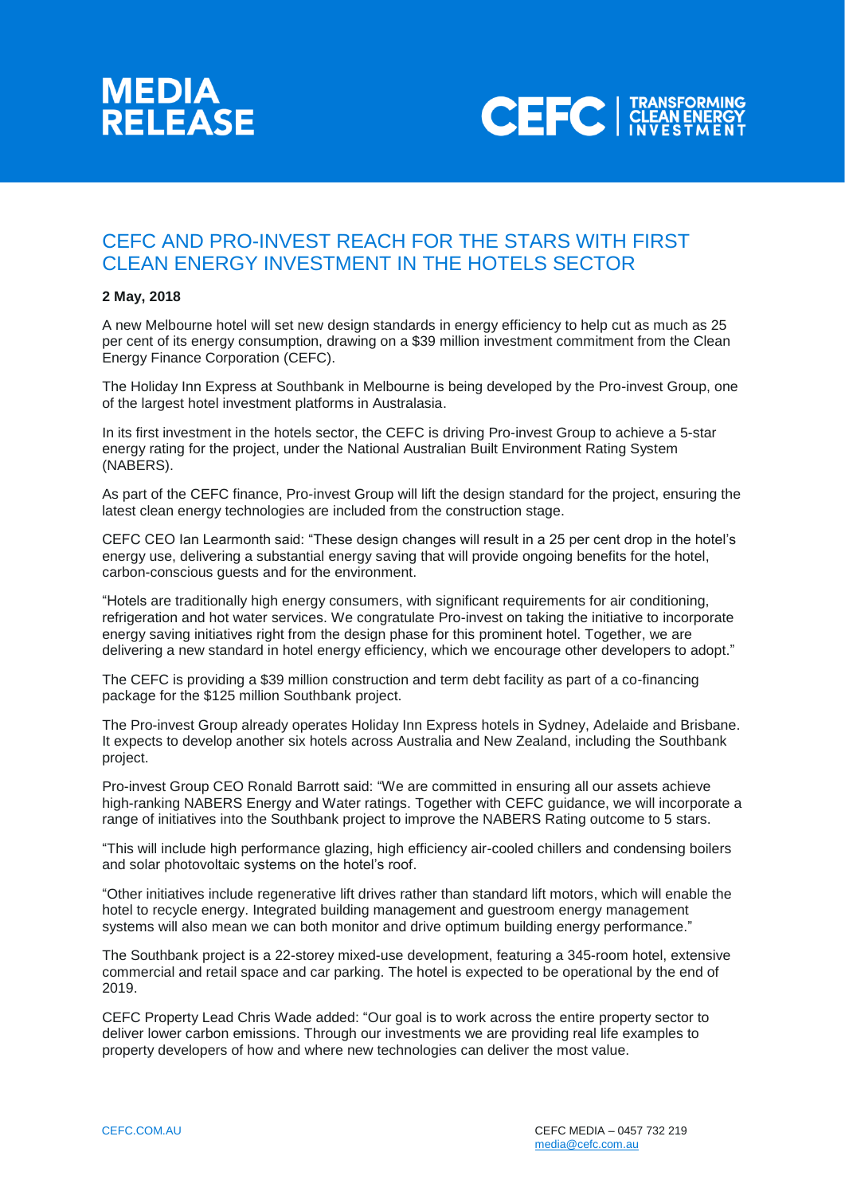MEDIA RELEASE

CEFC | TRANSFORMING CLEAN ENERGY INVESTMENT

# CEFC AND PRO-INVEST REACH FOR THE STARS WITH FIRST CLEAN ENERGY INVESTMENT IN THE HOTELS SECTOR

**2 May, 2018**

A new Melbourne hotel will set new design standards in energy efficiency to help cut as much as 25 per cent of its energy consumption, drawing on a $39 million investment commitment from the Clean Energy Finance Corporation (CEFC).

The Holiday Inn Express at Southbank in Melbourne is being developed by the Pro-invest Group, one of the largest hotel investment platforms in Australasia.

In its first investment in the hotels sector, the CEFC is driving Pro-invest Group to achieve a 5-star energy rating for the project, under the National Australian Built Environment Rating System (NABERS).

As part of the CEFC finance, Pro-invest Group will lift the design standard for the project, ensuring the latest clean energy technologies are included from the construction stage.

CEFC CEO Ian Learmonth said: "These design changes will result in a 25 per cent drop in the hotel's energy use, delivering a substantial energy saving that will provide ongoing benefits for the hotel, carbon-conscious guests and for the environment.

"Hotels are traditionally high energy consumers, with significant requirements for air conditioning, refrigeration and hot water services. We congratulate Pro-invest on taking the initiative to incorporate energy saving initiatives right from the design phase for this prominent hotel. Together, we are delivering a new standard in hotel energy efficiency, which we encourage other developers to adopt."

The CEFC is providing a $39 million construction and term debt facility as part of a co-financing package for the $125 million Southbank project.

The Pro-invest Group already operates Holiday Inn Express hotels in Sydney, Adelaide and Brisbane. It expects to develop another six hotels across Australia and New Zealand, including the Southbank project.

Pro-invest Group CEO Ronald Barrott said: "We are committed in ensuring all our assets achieve high-ranking NABERS Energy and Water ratings. Together with CEFC guidance, we will incorporate a range of initiatives into the Southbank project to improve the NABERS Rating outcome to 5 stars.

"This will include high performance glazing, high efficiency air-cooled chillers and condensing boilers and solar photovoltaic systems on the hotel's roof.

"Other initiatives include regenerative lift drives rather than standard lift motors, which will enable the hotel to recycle energy. Integrated building management and guestroom energy management systems will also mean we can both monitor and drive optimum building energy performance."

The Southbank project is a 22-storey mixed-use development, featuring a 345-room hotel, extensive commercial and retail space and car parking. The hotel is expected to be operational by the end of 2019.

CEFC Property Lead Chris Wade added: "Our goal is to work across the entire property sector to deliver lower carbon emissions. Through our investments we are providing real life examples to property developers of how and where new technologies can deliver the most value.

CEFC.COM.AU

CEFC MEDIA – 0457 732 219
media@cefc.com.au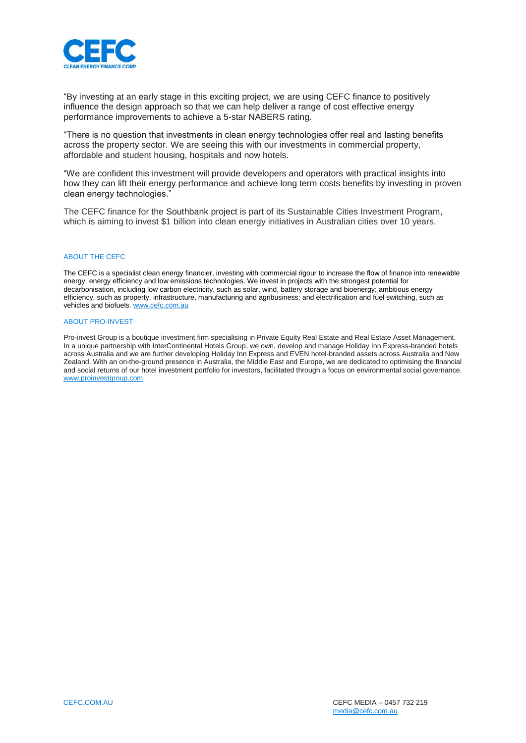"By investing at an early stage in this exciting project, we are using CEFC finance to positively influence the design approach so that we can help deliver a range of cost effective energy performance improvements to achieve a 5-star NABERS rating.

"There is no question that investments in clean energy technologies offer real and lasting benefits across the property sector. We are seeing this with our investments in commercial property, affordable and student housing, hospitals and now hotels.

"We are confident this investment will provide developers and operators with practical insights into how they can lift their energy performance and achieve long term costs benefits by investing in proven clean energy technologies."

The CEFC finance for the Southbank project is part of its Sustainable Cities Investment Program, which is aiming to invest $1 billion into clean energy initiatives in Australian cities over 10 years.

### ABOUT THE CEFC

The CEFC is a specialist clean energy financier, investing with commercial rigour to increase the flow of finance into renewable energy, energy efficiency and low emissions technologies. We invest in projects with the strongest potential for decarbonisation, including low carbon electricity, such as solar, wind, battery storage and bioenergy; ambitious energy efficiency, such as property, infrastructure, manufacturing and agribusiness; and electrification and fuel switching, such as vehicles and biofuels. www.cefc.com.au

### ABOUT PRO-INVEST

Pro-invest Group is a boutique investment firm specialising in Private Equity Real Estate and Real Estate Asset Management. In a unique partnership with InterContinental Hotels Group, we own, develop and manage Holiday Inn Express-branded hotels across Australia and we are further developing Holiday Inn Express and EVEN hotel-branded assets across Australia and New Zealand. With an on-the-ground presence in Australia, the Middle East and Europe, we are dedicated to optimising the financial and social returns of our hotel investment portfolio for investors, facilitated through a focus on environmental social governance. www.proinvestgroup.com

CEFC MEDIA – 0457 732 219
media@cefc.com.au